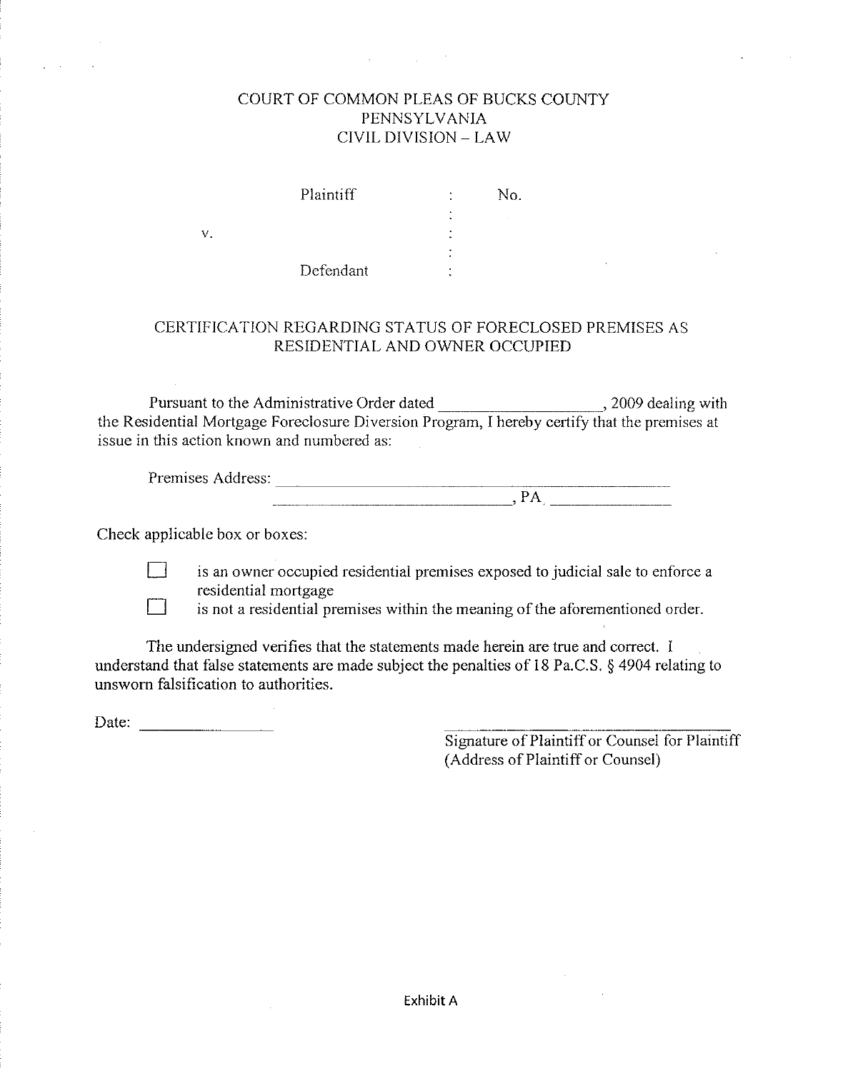COURT OF COMMON PLEAS OF BUCKS COUNTY
PENNSYLVANIA
CIVIL DIVISION – LAW

| | | |
|---|---|---|
| Plaintiff | : | No. |
| | : | |
| v. | : | |
| | : | |
| Defendant | : | |

## CERTIFICATION REGARDING STATUS OF FORECLOSED PREMISES AS RESIDENTIAL AND OWNER OCCUPIED

Pursuant to the Administrative Order dated ____________________, 2009 dealing with the Residential Mortgage Foreclosure Diversion Program, I hereby certify that the premises at issue in this action known and numbered as:

Premises Address: ______________________________________________
________________________________, PA ______________

Check applicable box or boxes:

- ☐ is an owner occupied residential premises exposed to judicial sale to enforce a residential mortgage
- ☐ is not a residential premises within the meaning of the aforementioned order.

The undersigned verifies that the statements made herein are true and correct. I understand that false statements are made subject the penalties of 18 Pa.C.S. § 4904 relating to unsworn falsification to authorities.

Date: ________________

____________________________________
Signature of Plaintiff or Counsel for Plaintiff
(Address of Plaintiff or Counsel)

Exhibit A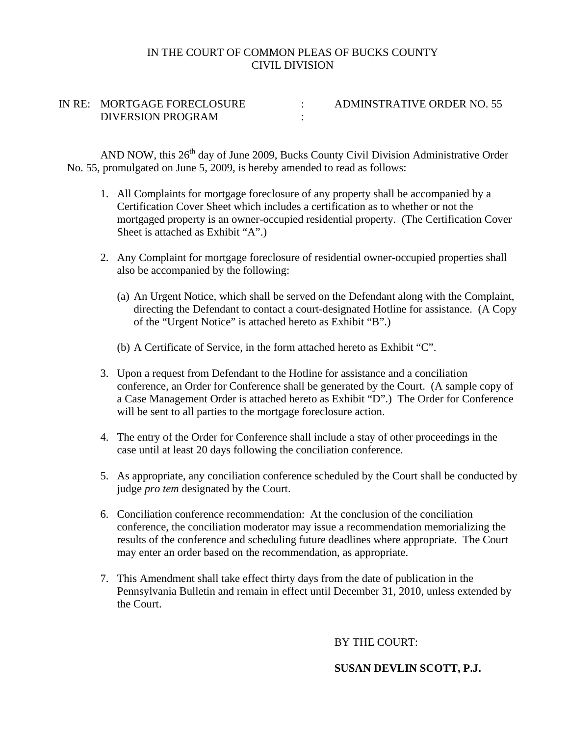IN THE COURT OF COMMON PLEAS OF BUCKS COUNTY
CIVIL DIVISION

IN RE: MORTGAGE FORECLOSURE DIVERSION PROGRAM : ADMINSTRATIVE ORDER NO. 55

AND NOW, this 26th day of June 2009, Bucks County Civil Division Administrative Order No. 55, promulgated on June 5, 2009, is hereby amended to read as follows:

1. All Complaints for mortgage foreclosure of any property shall be accompanied by a Certification Cover Sheet which includes a certification as to whether or not the mortgaged property is an owner-occupied residential property. (The Certification Cover Sheet is attached as Exhibit "A".)

2. Any Complaint for mortgage foreclosure of residential owner-occupied properties shall also be accompanied by the following:

   (a) An Urgent Notice, which shall be served on the Defendant along with the Complaint, directing the Defendant to contact a court-designated Hotline for assistance. (A Copy of the "Urgent Notice" is attached hereto as Exhibit "B".)

   (b) A Certificate of Service, in the form attached hereto as Exhibit "C".

3. Upon a request from Defendant to the Hotline for assistance and a conciliation conference, an Order for Conference shall be generated by the Court. (A sample copy of a Case Management Order is attached hereto as Exhibit "D".) The Order for Conference will be sent to all parties to the mortgage foreclosure action.

4. The entry of the Order for Conference shall include a stay of other proceedings in the case until at least 20 days following the conciliation conference.

5. As appropriate, any conciliation conference scheduled by the Court shall be conducted by judge *pro tem* designated by the Court.

6. Conciliation conference recommendation: At the conclusion of the conciliation conference, the conciliation moderator may issue a recommendation memorializing the results of the conference and scheduling future deadlines where appropriate. The Court may enter an order based on the recommendation, as appropriate.

7. This Amendment shall take effect thirty days from the date of publication in the Pennsylvania Bulletin and remain in effect until December 31, 2010, unless extended by the Court.

BY THE COURT:

**SUSAN DEVLIN SCOTT, P.J.**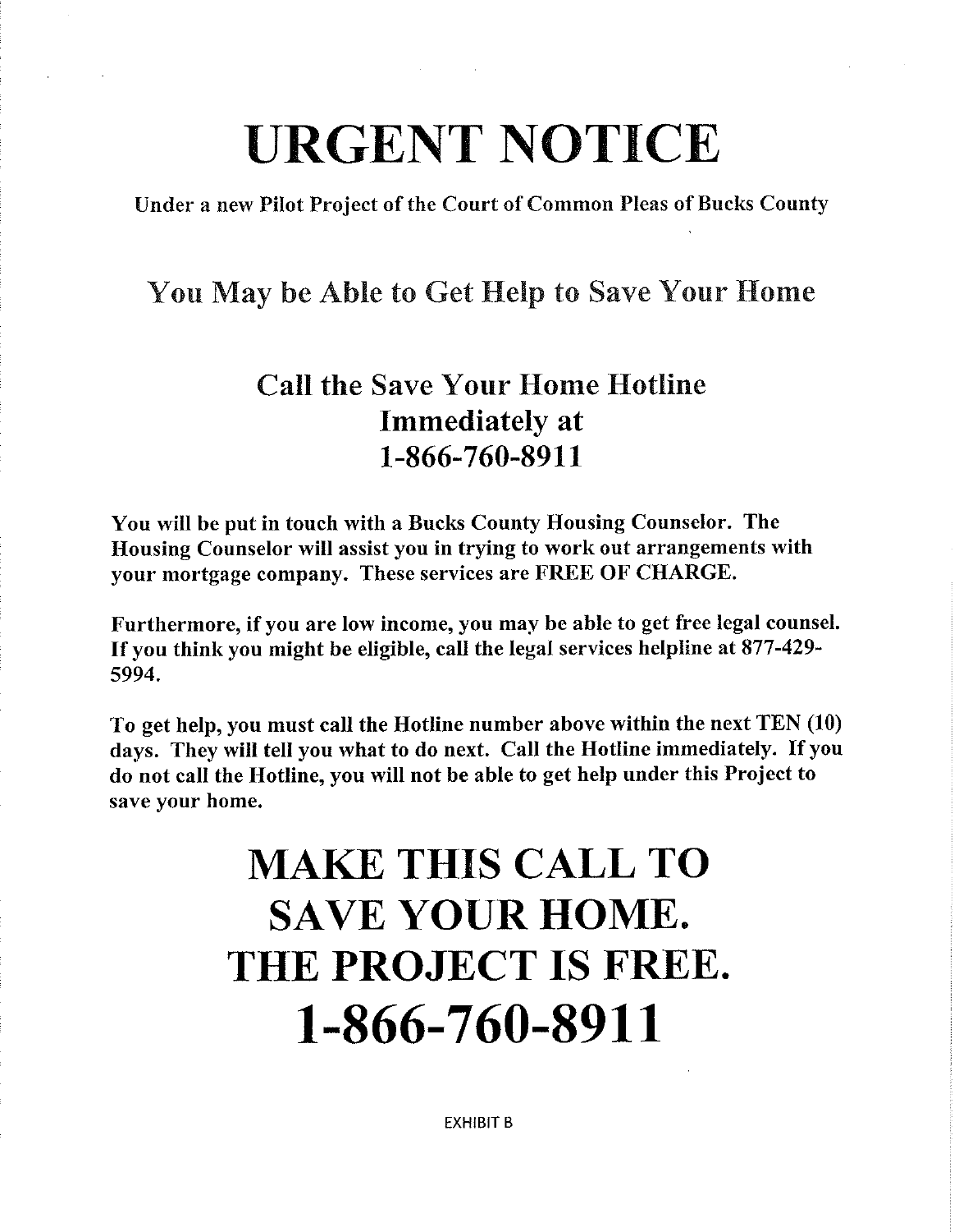# URGENT NOTICE

**Under a new Pilot Project of the Court of Common Pleas of Bucks County**

## You May be Able to Get Help to Save Your Home

## Call the Save Your Home Hotline Immediately at 1-866-760-8911

**You will be put in touch with a Bucks County Housing Counselor. The Housing Counselor will assist you in trying to work out arrangements with your mortgage company. These services are FREE OF CHARGE.**

**Furthermore, if you are low income, you may be able to get free legal counsel. If you think you might be eligible, call the legal services helpline at 877-429-5994.**

**To get help, you must call the Hotline number above within the next TEN (10) days. They will tell you what to do next. Call the Hotline immediately. If you do not call the Hotline, you will not be able to get help under this Project to save your home.**

# MAKE THIS CALL TO SAVE YOUR HOME. THE PROJECT IS FREE.

# 1-866-760-8911

EXHIBIT B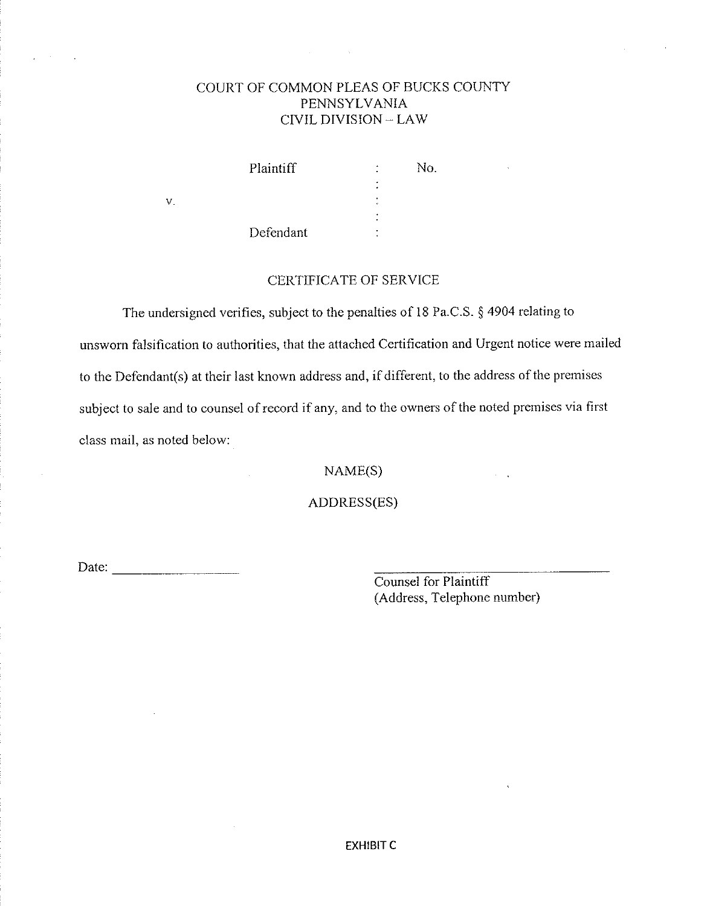COURT OF COMMON PLEAS OF BUCKS COUNTY
PENNSYLVANIA
CIVIL DIVISION – LAW

| | | |
|---|---|---|
| Plaintiff | : | No. |
| | : | |
| v. | : | |
| | : | |
| Defendant | : | |

## CERTIFICATE OF SERVICE

The undersigned verifies, subject to the penalties of 18 Pa.C.S. § 4904 relating to unsworn falsification to authorities, that the attached Certification and Urgent notice were mailed to the Defendant(s) at their last known address and, if different, to the address of the premises subject to sale and to counsel of record if any, and to the owners of the noted premises via first class mail, as noted below:

NAME(S)

ADDRESS(ES)

Date: ____________________

_________________________________
Counsel for Plaintiff
(Address, Telephone number)

EXHIBIT C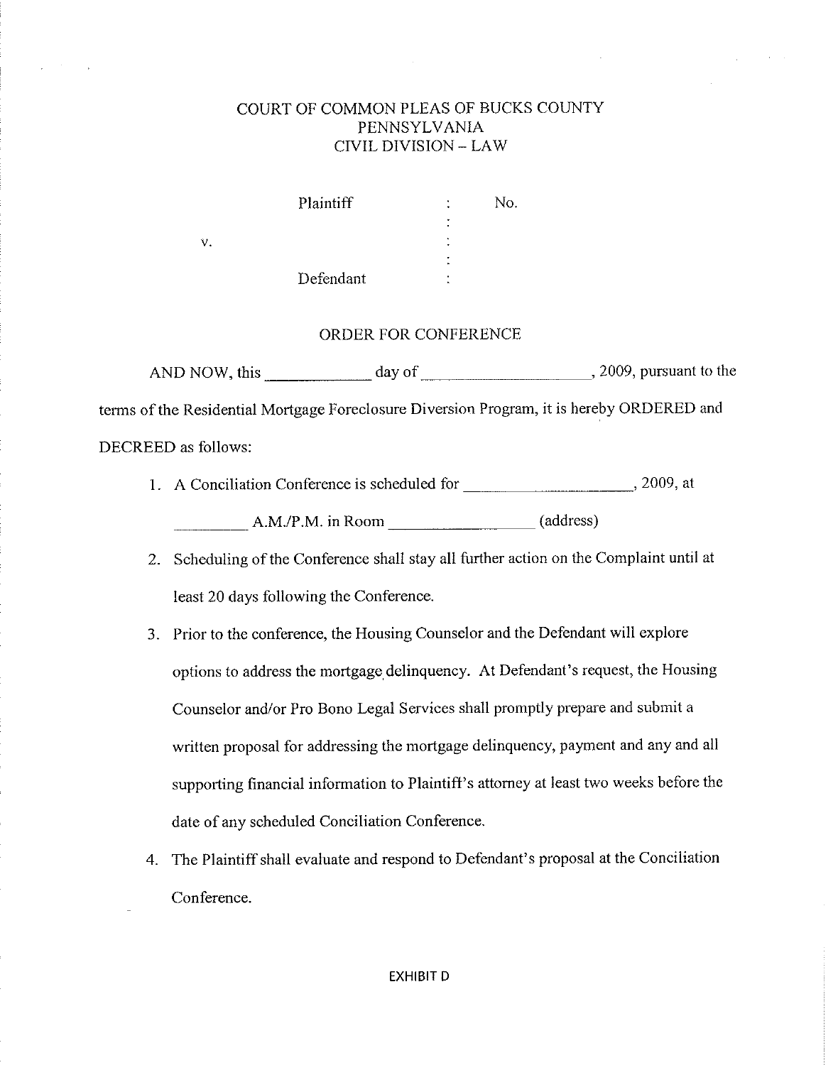COURT OF COMMON PLEAS OF BUCKS COUNTY
PENNSYLVANIA
CIVIL DIVISION – LAW

| | | |
|---|---|---|
| Plaintiff | : | No. |
| | : | |
| v. | : | |
| | : | |
| Defendant | : | |

## ORDER FOR CONFERENCE

AND NOW, this ____________ day of ____________________, 2009, pursuant to the terms of the Residential Mortgage Foreclosure Diversion Program, it is hereby ORDERED and DECREED as follows:

1. A Conciliation Conference is scheduled for ____________________, 2009, at _________ A.M./P.M. in Room ________________ (address)
2. Scheduling of the Conference shall stay all further action on the Complaint until at least 20 days following the Conference.
3. Prior to the conference, the Housing Counselor and the Defendant will explore options to address the mortgage delinquency. At Defendant's request, the Housing Counselor and/or Pro Bono Legal Services shall promptly prepare and submit a written proposal for addressing the mortgage delinquency, payment and any and all supporting financial information to Plaintiff's attorney at least two weeks before the date of any scheduled Conciliation Conference.
4. The Plaintiff shall evaluate and respond to Defendant's proposal at the Conciliation Conference.

EXHIBIT D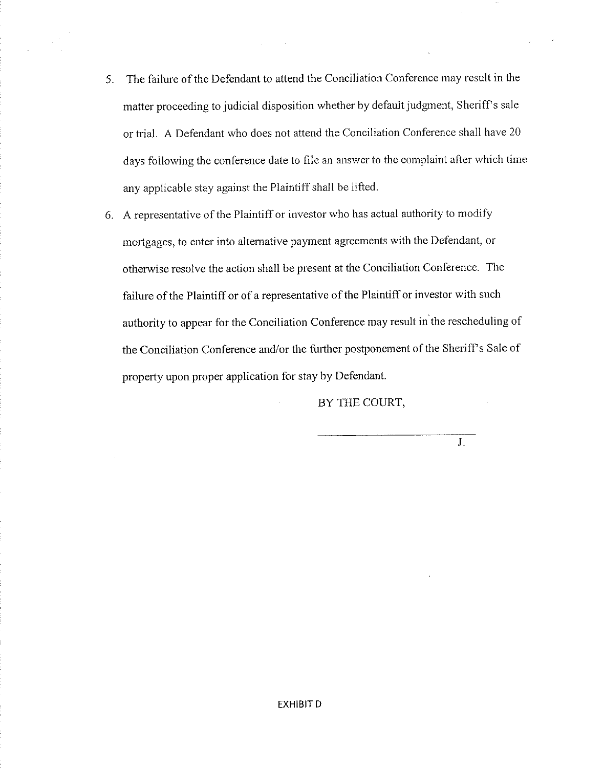5. The failure of the Defendant to attend the Conciliation Conference may result in the matter proceeding to judicial disposition whether by default judgment, Sheriff's sale or trial. A Defendant who does not attend the Conciliation Conference shall have 20 days following the conference date to file an answer to the complaint after which time any applicable stay against the Plaintiff shall be lifted.

6. A representative of the Plaintiff or investor who has actual authority to modify mortgages, to enter into alternative payment agreements with the Defendant, or otherwise resolve the action shall be present at the Conciliation Conference. The failure of the Plaintiff or of a representative of the Plaintiff or investor with such authority to appear for the Conciliation Conference may result in the rescheduling of the Conciliation Conference and/or the further postponement of the Sheriff's Sale of property upon proper application for stay by Defendant.

BY THE COURT,

_____________________________ J.

EXHIBIT D